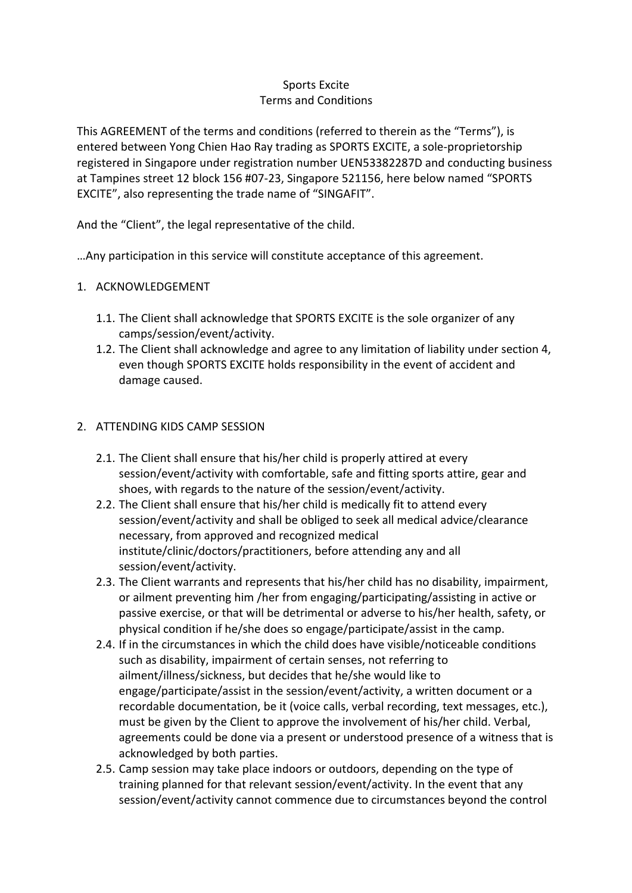Sports Excite
Terms and Conditions

This AGREEMENT of the terms and conditions (referred to therein as the "Terms"), is entered between Yong Chien Hao Ray trading as SPORTS EXCITE, a sole-proprietorship registered in Singapore under registration number UEN53382287D and conducting business at Tampines street 12 block 156 #07-23, Singapore 521156, here below named "SPORTS EXCITE", also representing the trade name of "SINGAFIT".

And the "Client", the legal representative of the child.

…Any participation in this service will constitute acceptance of this agreement.

1. ACKNOWLEDGEMENT

   1.1. The Client shall acknowledge that SPORTS EXCITE is the sole organizer of any camps/session/event/activity.

   1.2. The Client shall acknowledge and agree to any limitation of liability under section 4, even though SPORTS EXCITE holds responsibility in the event of accident and damage caused.

2. ATTENDING KIDS CAMP SESSION

   2.1. The Client shall ensure that his/her child is properly attired at every session/event/activity with comfortable, safe and fitting sports attire, gear and shoes, with regards to the nature of the session/event/activity.

   2.2. The Client shall ensure that his/her child is medically fit to attend every session/event/activity and shall be obliged to seek all medical advice/clearance necessary, from approved and recognized medical institute/clinic/doctors/practitioners, before attending any and all session/event/activity.

   2.3. The Client warrants and represents that his/her child has no disability, impairment, or ailment preventing him /her from engaging/participating/assisting in active or passive exercise, or that will be detrimental or adverse to his/her health, safety, or physical condition if he/she does so engage/participate/assist in the camp.

   2.4. If in the circumstances in which the child does have visible/noticeable conditions such as disability, impairment of certain senses, not referring to ailment/illness/sickness, but decides that he/she would like to engage/participate/assist in the session/event/activity, a written document or a recordable documentation, be it (voice calls, verbal recording, text messages, etc.), must be given by the Client to approve the involvement of his/her child. Verbal, agreements could be done via a present or understood presence of a witness that is acknowledged by both parties.

   2.5. Camp session may take place indoors or outdoors, depending on the type of training planned for that relevant session/event/activity. In the event that any session/event/activity cannot commence due to circumstances beyond the control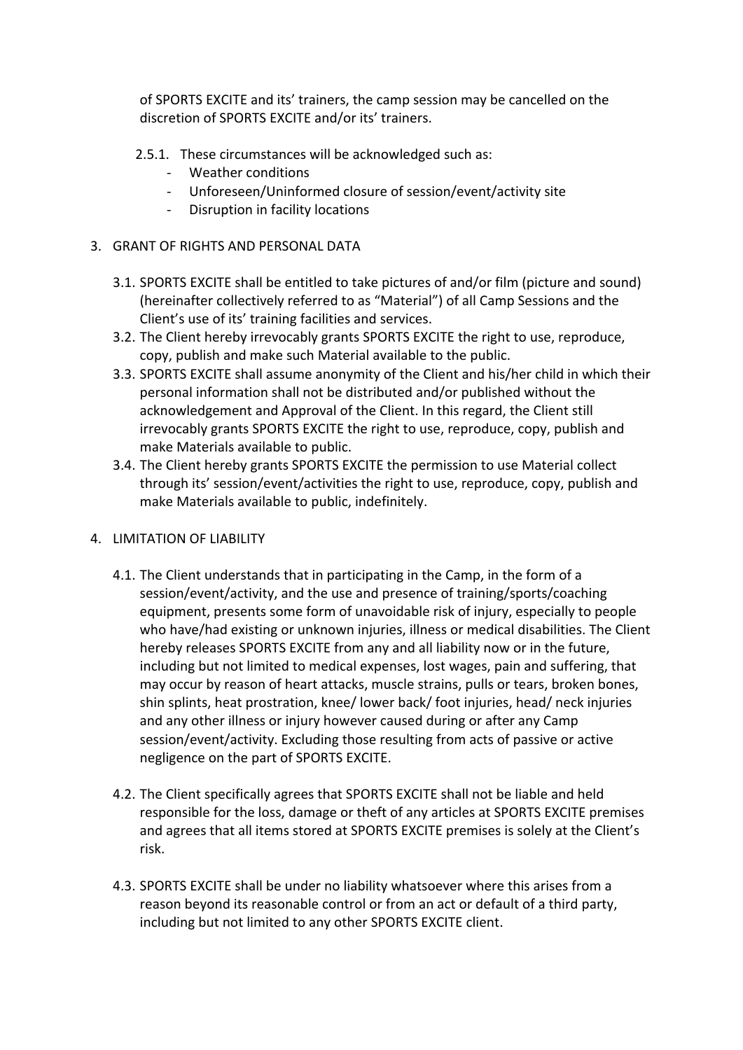of SPORTS EXCITE and its' trainers, the camp session may be cancelled on the discretion of SPORTS EXCITE and/or its' trainers.

2.5.1. These circumstances will be acknowledged such as:
- Weather conditions
- Unforeseen/Uninformed closure of session/event/activity site
- Disruption in facility locations

3. GRANT OF RIGHTS AND PERSONAL DATA

3.1. SPORTS EXCITE shall be entitled to take pictures of and/or film (picture and sound) (hereinafter collectively referred to as "Material") of all Camp Sessions and the Client's use of its' training facilities and services.

3.2. The Client hereby irrevocably grants SPORTS EXCITE the right to use, reproduce, copy, publish and make such Material available to the public.

3.3. SPORTS EXCITE shall assume anonymity of the Client and his/her child in which their personal information shall not be distributed and/or published without the acknowledgement and Approval of the Client. In this regard, the Client still irrevocably grants SPORTS EXCITE the right to use, reproduce, copy, publish and make Materials available to public.

3.4. The Client hereby grants SPORTS EXCITE the permission to use Material collect through its' session/event/activities the right to use, reproduce, copy, publish and make Materials available to public, indefinitely.

4. LIMITATION OF LIABILITY

4.1. The Client understands that in participating in the Camp, in the form of a session/event/activity, and the use and presence of training/sports/coaching equipment, presents some form of unavoidable risk of injury, especially to people who have/had existing or unknown injuries, illness or medical disabilities. The Client hereby releases SPORTS EXCITE from any and all liability now or in the future, including but not limited to medical expenses, lost wages, pain and suffering, that may occur by reason of heart attacks, muscle strains, pulls or tears, broken bones, shin splints, heat prostration, knee/ lower back/ foot injuries, head/ neck injuries and any other illness or injury however caused during or after any Camp session/event/activity. Excluding those resulting from acts of passive or active negligence on the part of SPORTS EXCITE.

4.2. The Client specifically agrees that SPORTS EXCITE shall not be liable and held responsible for the loss, damage or theft of any articles at SPORTS EXCITE premises and agrees that all items stored at SPORTS EXCITE premises is solely at the Client's risk.

4.3. SPORTS EXCITE shall be under no liability whatsoever where this arises from a reason beyond its reasonable control or from an act or default of a third party, including but not limited to any other SPORTS EXCITE client.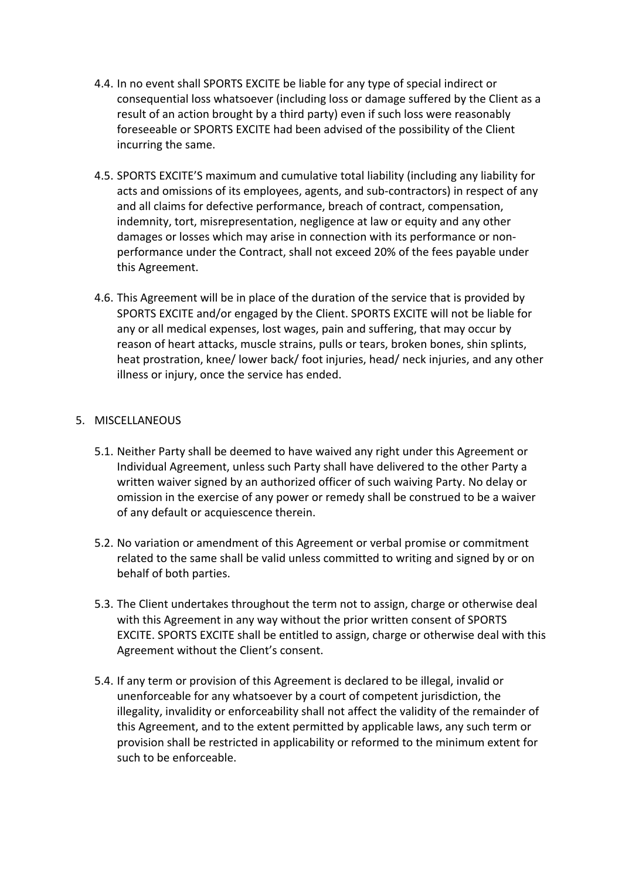4.4. In no event shall SPORTS EXCITE be liable for any type of special indirect or consequential loss whatsoever (including loss or damage suffered by the Client as a result of an action brought by a third party) even if such loss were reasonably foreseeable or SPORTS EXCITE had been advised of the possibility of the Client incurring the same.

4.5. SPORTS EXCITE'S maximum and cumulative total liability (including any liability for acts and omissions of its employees, agents, and sub-contractors) in respect of any and all claims for defective performance, breach of contract, compensation, indemnity, tort, misrepresentation, negligence at law or equity and any other damages or losses which may arise in connection with its performance or non-performance under the Contract, shall not exceed 20% of the fees payable under this Agreement.

4.6. This Agreement will be in place of the duration of the service that is provided by SPORTS EXCITE and/or engaged by the Client. SPORTS EXCITE will not be liable for any or all medical expenses, lost wages, pain and suffering, that may occur by reason of heart attacks, muscle strains, pulls or tears, broken bones, shin splints, heat prostration, knee/ lower back/ foot injuries, head/ neck injuries, and any other illness or injury, once the service has ended.

5. MISCELLANEOUS

5.1. Neither Party shall be deemed to have waived any right under this Agreement or Individual Agreement, unless such Party shall have delivered to the other Party a written waiver signed by an authorized officer of such waiving Party. No delay or omission in the exercise of any power or remedy shall be construed to be a waiver of any default or acquiescence therein.

5.2. No variation or amendment of this Agreement or verbal promise or commitment related to the same shall be valid unless committed to writing and signed by or on behalf of both parties.

5.3. The Client undertakes throughout the term not to assign, charge or otherwise deal with this Agreement in any way without the prior written consent of SPORTS EXCITE. SPORTS EXCITE shall be entitled to assign, charge or otherwise deal with this Agreement without the Client's consent.

5.4. If any term or provision of this Agreement is declared to be illegal, invalid or unenforceable for any whatsoever by a court of competent jurisdiction, the illegality, invalidity or enforceability shall not affect the validity of the remainder of this Agreement, and to the extent permitted by applicable laws, any such term or provision shall be restricted in applicability or reformed to the minimum extent for such to be enforceable.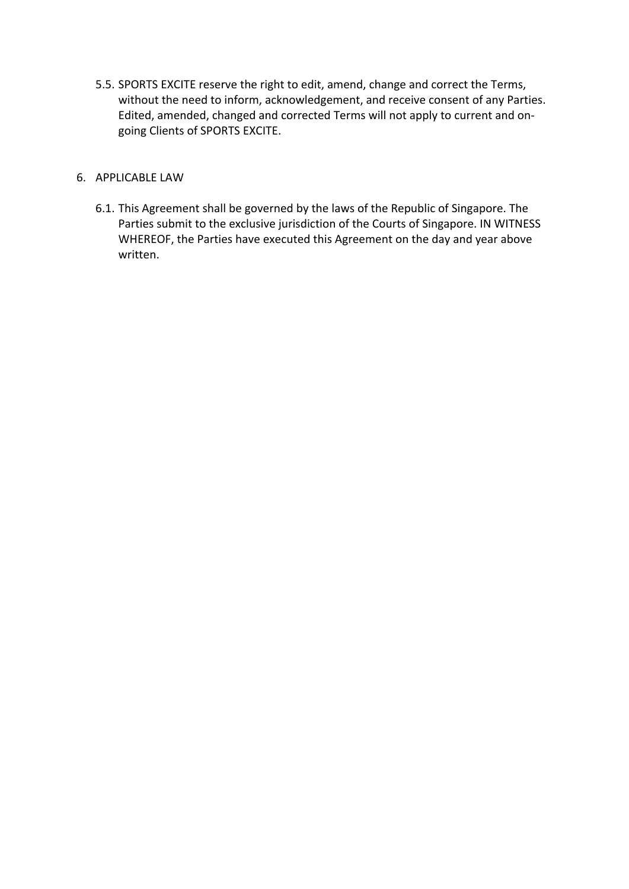5.5. SPORTS EXCITE reserve the right to edit, amend, change and correct the Terms, without the need to inform, acknowledgement, and receive consent of any Parties. Edited, amended, changed and corrected Terms will not apply to current and on-going Clients of SPORTS EXCITE.

6. APPLICABLE LAW

6.1. This Agreement shall be governed by the laws of the Republic of Singapore. The Parties submit to the exclusive jurisdiction of the Courts of Singapore. IN WITNESS WHEREOF, the Parties have executed this Agreement on the day and year above written.